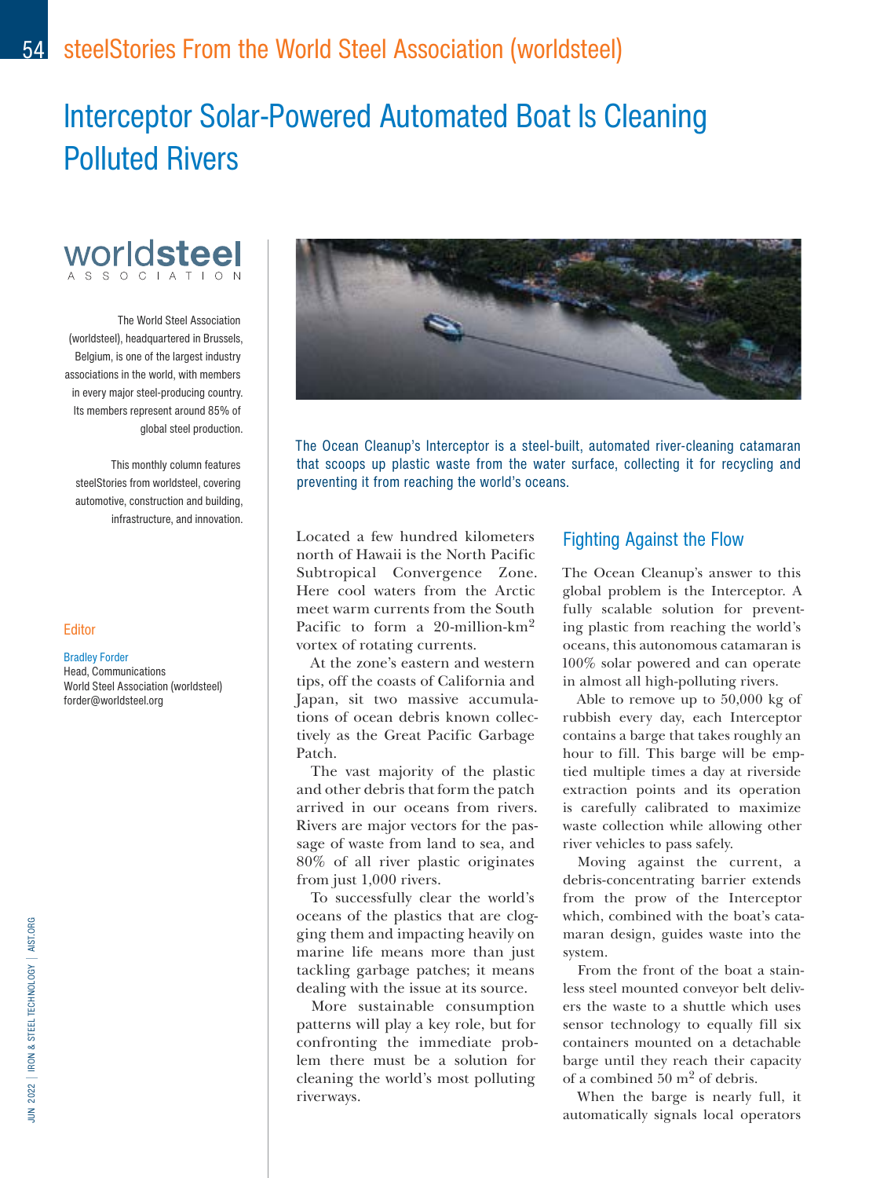# Interceptor Solar-Powered Automated Boat Is Cleaning Polluted Rivers

The World Steel Association (worldsteel), headquartered in Brussels, Belgium, is one of the largest industry associations in the world, with members in every major steel-producing country. Its members represent around 85% of global steel production.

This monthly column features steelStories from worldsteel, covering automotive, construction and building, infrastructure, and innovation.

**Editor**

Bradley Forder
Head, Communications
World Steel Association (worldsteel)
forder@worldsteel.org

The Ocean Cleanup's Interceptor is a steel-built, automated river-cleaning catamaran that scoops up plastic waste from the water surface, collecting it for recycling and preventing it from reaching the world's oceans.

Located a few hundred kilometers north of Hawaii is the North Pacific Subtropical Convergence Zone. Here cool waters from the Arctic meet warm currents from the South Pacific to form a 20-million-$km^2$ vortex of rotating currents.

At the zone's eastern and western tips, off the coasts of California and Japan, sit two massive accumulations of ocean debris known collectively as the Great Pacific Garbage Patch.

The vast majority of the plastic and other debris that form the patch arrived in our oceans from rivers. Rivers are major vectors for the passage of waste from land to sea, and 80% of all river plastic originates from just 1,000 rivers.

To successfully clear the world's oceans of the plastics that are clogging them and impacting heavily on marine life means more than just tackling garbage patches; it means dealing with the issue at its source.

More sustainable consumption patterns will play a key role, but for confronting the immediate problem there must be a solution for cleaning the world's most polluting riverways.

## Fighting Against the Flow

The Ocean Cleanup's answer to this global problem is the Interceptor. A fully scalable solution for preventing plastic from reaching the world's oceans, this autonomous catamaran is 100% solar powered and can operate in almost all high-polluting rivers.

Able to remove up to 50,000 kg of rubbish every day, each Interceptor contains a barge that takes roughly an hour to fill. This barge will be emptied multiple times a day at riverside extraction points and its operation is carefully calibrated to maximize waste collection while allowing other river vehicles to pass safely.

Moving against the current, a debris-concentrating barrier extends from the prow of the Interceptor which, combined with the boat's catamaran design, guides waste into the system.

From the front of the boat a stainless steel mounted conveyor belt delivers the waste to a shuttle which uses sensor technology to equally fill six containers mounted on a detachable barge until they reach their capacity of a combined 50 $m^2$ of debris.

When the barge is nearly full, it automatically signals local operators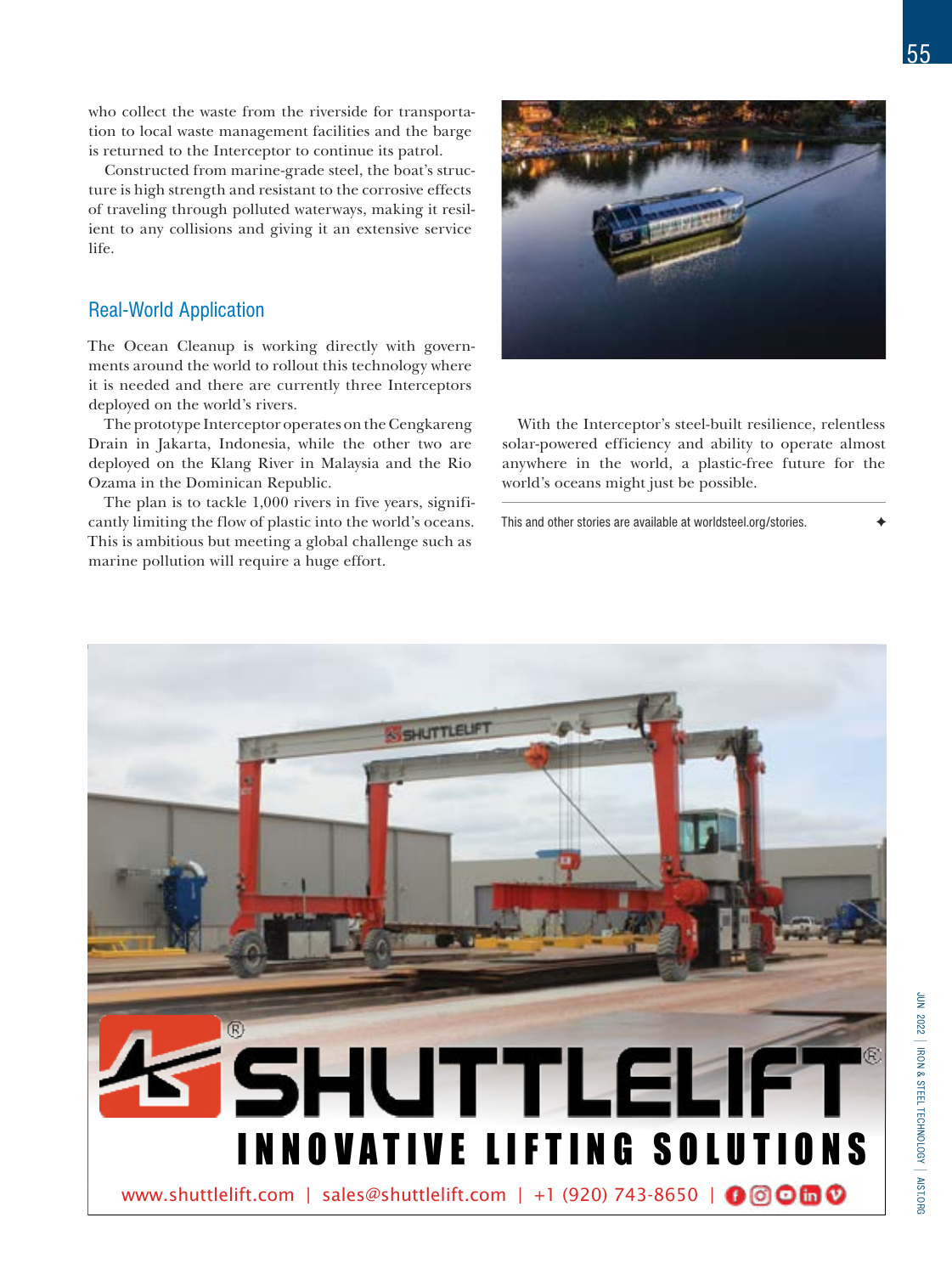who collect the waste from the riverside for transportation to local waste management facilities and the barge is returned to the Interceptor to continue its patrol.

Constructed from marine-grade steel, the boat's structure is high strength and resistant to the corrosive effects of traveling through polluted waterways, making it resilient to any collisions and giving it an extensive service life.

## Real-World Application

The Ocean Cleanup is working directly with governments around the world to rollout this technology where it is needed and there are currently three Interceptors deployed on the world's rivers.

The prototype Interceptor operates on the Cengkareng Drain in Jakarta, Indonesia, while the other two are deployed on the Klang River in Malaysia and the Rio Ozama in the Dominican Republic.

The plan is to tackle 1,000 rivers in five years, significantly limiting the flow of plastic into the world's oceans. This is ambitious but meeting a global challenge such as marine pollution will require a huge effort.

With the Interceptor's steel-built resilience, relentless solar-powered efficiency and ability to operate almost anywhere in the world, a plastic-free future for the world's oceans might just be possible.

This and other stories are available at worldsteel.org/stories. ✦

SHUTTLELIFT®

INNOVATIVE LIFTING SOLUTIONS

www.shuttlelift.com | sales@shuttlelift.com | +1 (920) 743-8650